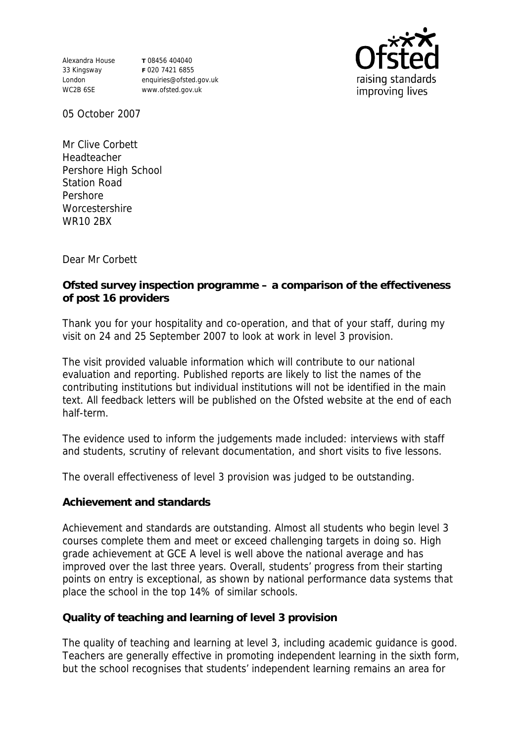Alexandra House
33 Kingsway
London
WC2B 6SE

**T** 08456 404040
**F** 020 7421 6855
enquiries@ofsted.gov.uk
www.ofsted.gov.uk

05 October 2007

Mr Clive Corbett
Headteacher
Pershore High School
Station Road
Pershore
Worcestershire
WR10 2BX

Dear Mr Corbett

**Ofsted survey inspection programme – a comparison of the effectiveness of post 16 providers**

Thank you for your hospitality and co-operation, and that of your staff, during my visit on 24 and 25 September 2007 to look at work in level 3 provision.

The visit provided valuable information which will contribute to our national evaluation and reporting. Published reports are likely to list the names of the contributing institutions but individual institutions will not be identified in the main text. All feedback letters will be published on the Ofsted website at the end of each half-term.

The evidence used to inform the judgements made included: interviews with staff and students, scrutiny of relevant documentation, and short visits to five lessons.

The overall effectiveness of level 3 provision was judged to be outstanding.

**Achievement and standards**

Achievement and standards are outstanding. Almost all students who begin level 3 courses complete them and meet or exceed challenging targets in doing so. High grade achievement at GCE A level is well above the national average and has improved over the last three years. Overall, students' progress from their starting points on entry is exceptional, as shown by national performance data systems that place the school in the top 14% of similar schools.

**Quality of teaching and learning of level 3 provision**

The quality of teaching and learning at level 3, including academic guidance is good. Teachers are generally effective in promoting independent learning in the sixth form, but the school recognises that students' independent learning remains an area for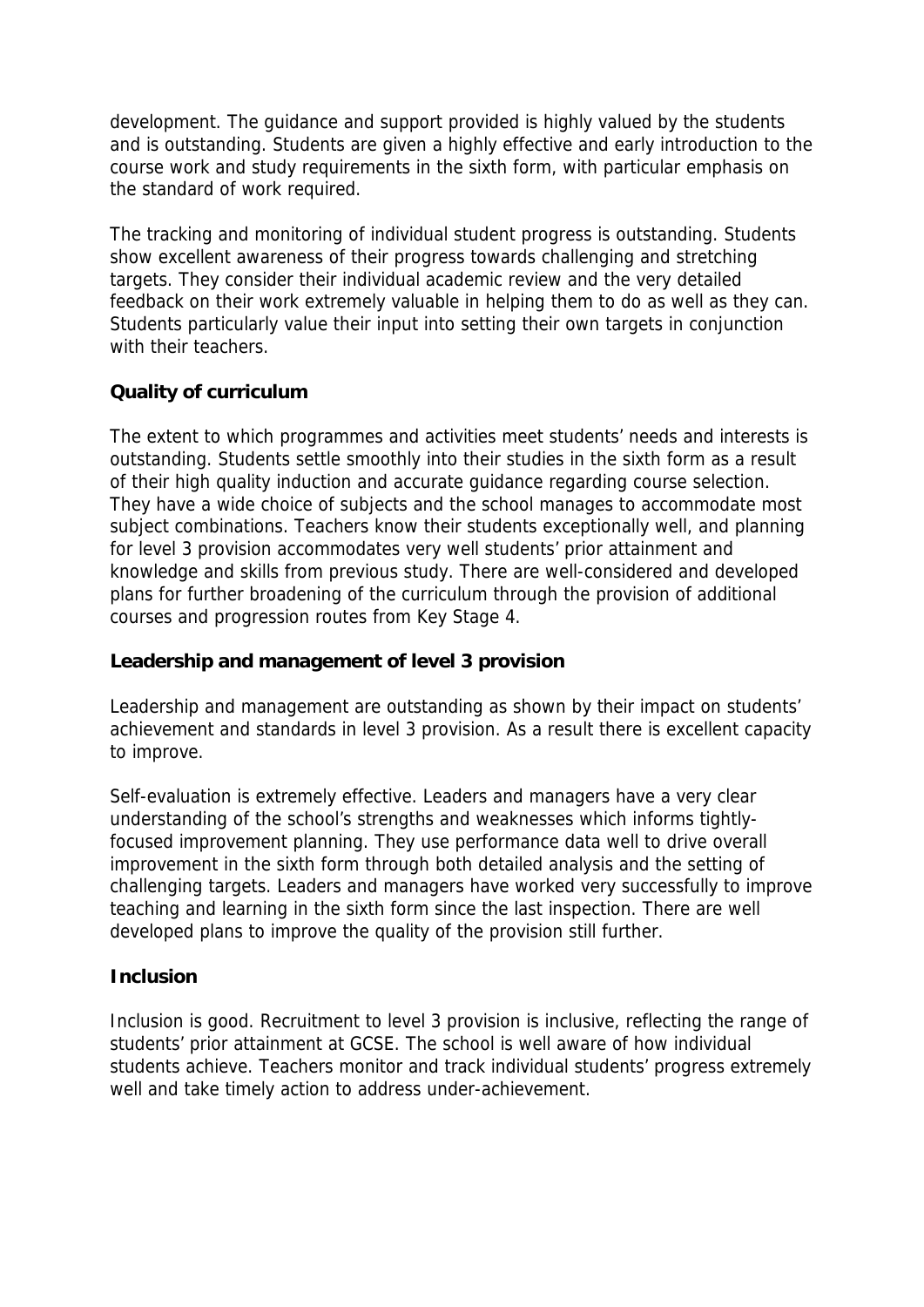development. The guidance and support provided is highly valued by the students and is outstanding. Students are given a highly effective and early introduction to the course work and study requirements in the sixth form, with particular emphasis on the standard of work required.

The tracking and monitoring of individual student progress is outstanding. Students show excellent awareness of their progress towards challenging and stretching targets. They consider their individual academic review and the very detailed feedback on their work extremely valuable in helping them to do as well as they can. Students particularly value their input into setting their own targets in conjunction with their teachers.

**Quality of curriculum**

The extent to which programmes and activities meet students' needs and interests is outstanding. Students settle smoothly into their studies in the sixth form as a result of their high quality induction and accurate guidance regarding course selection. They have a wide choice of subjects and the school manages to accommodate most subject combinations. Teachers know their students exceptionally well, and planning for level 3 provision accommodates very well students' prior attainment and knowledge and skills from previous study. There are well-considered and developed plans for further broadening of the curriculum through the provision of additional courses and progression routes from Key Stage 4.

**Leadership and management of level 3 provision**

Leadership and management are outstanding as shown by their impact on students' achievement and standards in level 3 provision. As a result there is excellent capacity to improve.

Self-evaluation is extremely effective. Leaders and managers have a very clear understanding of the school's strengths and weaknesses which informs tightly-focused improvement planning. They use performance data well to drive overall improvement in the sixth form through both detailed analysis and the setting of challenging targets. Leaders and managers have worked very successfully to improve teaching and learning in the sixth form since the last inspection. There are well developed plans to improve the quality of the provision still further.

**Inclusion**

Inclusion is good. Recruitment to level 3 provision is inclusive, reflecting the range of students' prior attainment at GCSE. The school is well aware of how individual students achieve. Teachers monitor and track individual students' progress extremely well and take timely action to address under-achievement.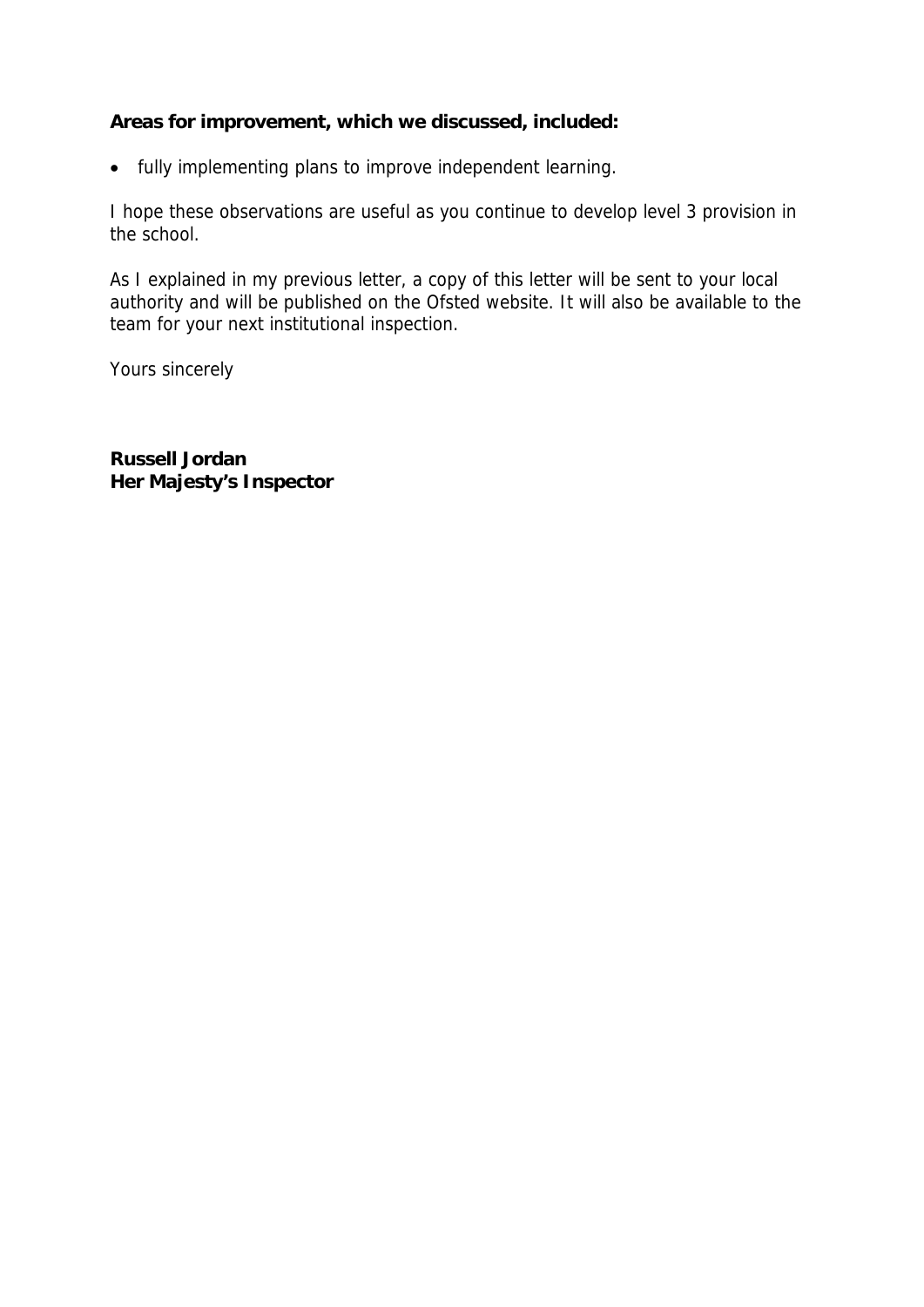**Areas for improvement, which we discussed, included:**

- fully implementing plans to improve independent learning.

I hope these observations are useful as you continue to develop level 3 provision in the school.

As I explained in my previous letter, a copy of this letter will be sent to your local authority and will be published on the Ofsted website. It will also be available to the team for your next institutional inspection.

Yours sincerely

**Russell Jordan**
**Her Majesty's Inspector**